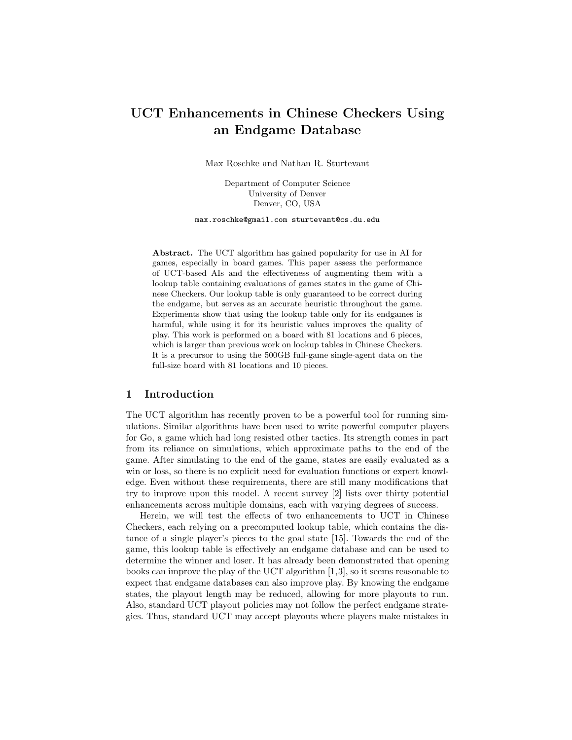# UCT Enhancements in Chinese Checkers Using an Endgame Database

Max Roschke and Nathan R. Sturtevant

Department of Computer Science
University of Denver
Denver, CO, USA

max.roschke@gmail.com sturtevant@cs.du.edu

**Abstract.** The UCT algorithm has gained popularity for use in AI for games, especially in board games. This paper assess the performance of UCT-based AIs and the effectiveness of augmenting them with a lookup table containing evaluations of games states in the game of Chinese Checkers. Our lookup table is only guaranteed to be correct during the endgame, but serves as an accurate heuristic throughout the game. Experiments show that using the lookup table only for its endgames is harmful, while using it for its heuristic values improves the quality of play. This work is performed on a board with 81 locations and 6 pieces, which is larger than previous work on lookup tables in Chinese Checkers. It is a precursor to using the 500GB full-game single-agent data on the full-size board with 81 locations and 10 pieces.

## 1 Introduction

The UCT algorithm has recently proven to be a powerful tool for running simulations. Similar algorithms have been used to write powerful computer players for Go, a game which had long resisted other tactics. Its strength comes in part from its reliance on simulations, which approximate paths to the end of the game. After simulating to the end of the game, states are easily evaluated as a win or loss, so there is no explicit need for evaluation functions or expert knowledge. Even without these requirements, there are still many modifications that try to improve upon this model. A recent survey [2] lists over thirty potential enhancements across multiple domains, each with varying degrees of success.

Herein, we will test the effects of two enhancements to UCT in Chinese Checkers, each relying on a precomputed lookup table, which contains the distance of a single player's pieces to the goal state [15]. Towards the end of the game, this lookup table is effectively an endgame database and can be used to determine the winner and loser. It has already been demonstrated that opening books can improve the play of the UCT algorithm [1,3], so it seems reasonable to expect that endgame databases can also improve play. By knowing the endgame states, the playout length may be reduced, allowing for more playouts to run. Also, standard UCT playout policies may not follow the perfect endgame strategies. Thus, standard UCT may accept playouts where players make mistakes in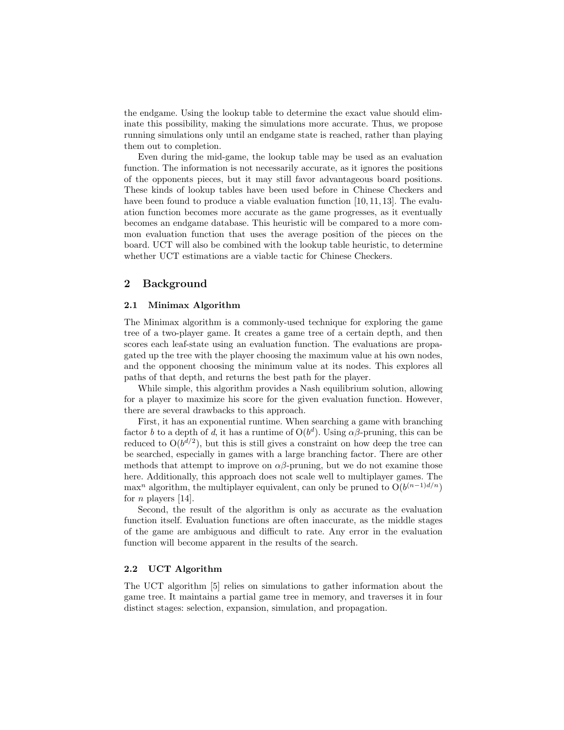the endgame. Using the lookup table to determine the exact value should eliminate this possibility, making the simulations more accurate. Thus, we propose running simulations only until an endgame state is reached, rather than playing them out to completion.

Even during the mid-game, the lookup table may be used as an evaluation function. The information is not necessarily accurate, as it ignores the positions of the opponents pieces, but it may still favor advantageous board positions. These kinds of lookup tables have been used before in Chinese Checkers and have been found to produce a viable evaluation function [10, 11, 13]. The evaluation function becomes more accurate as the game progresses, as it eventually becomes an endgame database. This heuristic will be compared to a more common evaluation function that uses the average position of the pieces on the board. UCT will also be combined with the lookup table heuristic, to determine whether UCT estimations are a viable tactic for Chinese Checkers.

## 2 Background

### 2.1 Minimax Algorithm

The Minimax algorithm is a commonly-used technique for exploring the game tree of a two-player game. It creates a game tree of a certain depth, and then scores each leaf-state using an evaluation function. The evaluations are propagated up the tree with the player choosing the maximum value at his own nodes, and the opponent choosing the minimum value at its nodes. This explores all paths of that depth, and returns the best path for the player.

While simple, this algorithm provides a Nash equilibrium solution, allowing for a player to maximize his score for the given evaluation function. However, there are several drawbacks to this approach.

First, it has an exponential runtime. When searching a game with branching factor $b$ to a depth of $d$, it has a runtime of $O(b^d)$. Using $\alpha\beta$-pruning, this can be reduced to $O(b^{d/2})$, but this is still gives a constraint on how deep the tree can be searched, especially in games with a large branching factor. There are other methods that attempt to improve on $\alpha\beta$-pruning, but we do not examine those here. Additionally, this approach does not scale well to multiplayer games. The max$^n$ algorithm, the multiplayer equivalent, can only be pruned to $O(b^{(n-1)d/n})$ for $n$ players [14].

Second, the result of the algorithm is only as accurate as the evaluation function itself. Evaluation functions are often inaccurate, as the middle stages of the game are ambiguous and difficult to rate. Any error in the evaluation function will become apparent in the results of the search.

### 2.2 UCT Algorithm

The UCT algorithm [5] relies on simulations to gather information about the game tree. It maintains a partial game tree in memory, and traverses it in four distinct stages: selection, expansion, simulation, and propagation.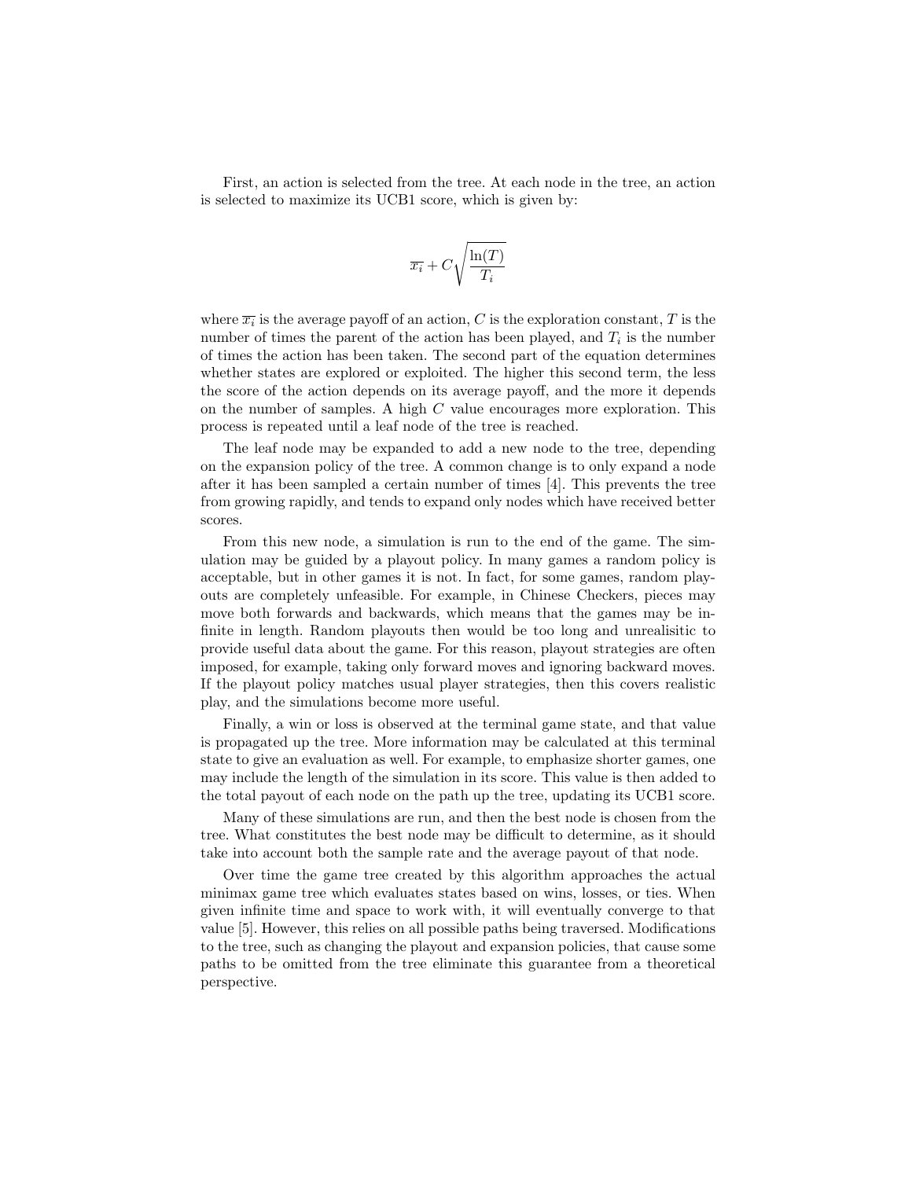First, an action is selected from the tree. At each node in the tree, an action is selected to maximize its UCB1 score, which is given by:

$$\overline{x_i} + C\sqrt{\frac{\ln(T)}{T_i}}$$

where $\overline{x_i}$ is the average payoff of an action, $C$ is the exploration constant, $T$ is the number of times the parent of the action has been played, and $T_i$ is the number of times the action has been taken. The second part of the equation determines whether states are explored or exploited. The higher this second term, the less the score of the action depends on its average payoff, and the more it depends on the number of samples. A high $C$ value encourages more exploration. This process is repeated until a leaf node of the tree is reached.

The leaf node may be expanded to add a new node to the tree, depending on the expansion policy of the tree. A common change is to only expand a node after it has been sampled a certain number of times [4]. This prevents the tree from growing rapidly, and tends to expand only nodes which have received better scores.

From this new node, a simulation is run to the end of the game. The simulation may be guided by a playout policy. In many games a random policy is acceptable, but in other games it is not. In fact, for some games, random playouts are completely unfeasible. For example, in Chinese Checkers, pieces may move both forwards and backwards, which means that the games may be infinite in length. Random playouts then would be too long and unrealisitic to provide useful data about the game. For this reason, playout strategies are often imposed, for example, taking only forward moves and ignoring backward moves. If the playout policy matches usual player strategies, then this covers realistic play, and the simulations become more useful.

Finally, a win or loss is observed at the terminal game state, and that value is propagated up the tree. More information may be calculated at this terminal state to give an evaluation as well. For example, to emphasize shorter games, one may include the length of the simulation in its score. This value is then added to the total payout of each node on the path up the tree, updating its UCB1 score.

Many of these simulations are run, and then the best node is chosen from the tree. What constitutes the best node may be difficult to determine, as it should take into account both the sample rate and the average payout of that node.

Over time the game tree created by this algorithm approaches the actual minimax game tree which evaluates states based on wins, losses, or ties. When given infinite time and space to work with, it will eventually converge to that value [5]. However, this relies on all possible paths being traversed. Modifications to the tree, such as changing the playout and expansion policies, that cause some paths to be omitted from the tree eliminate this guarantee from a theoretical perspective.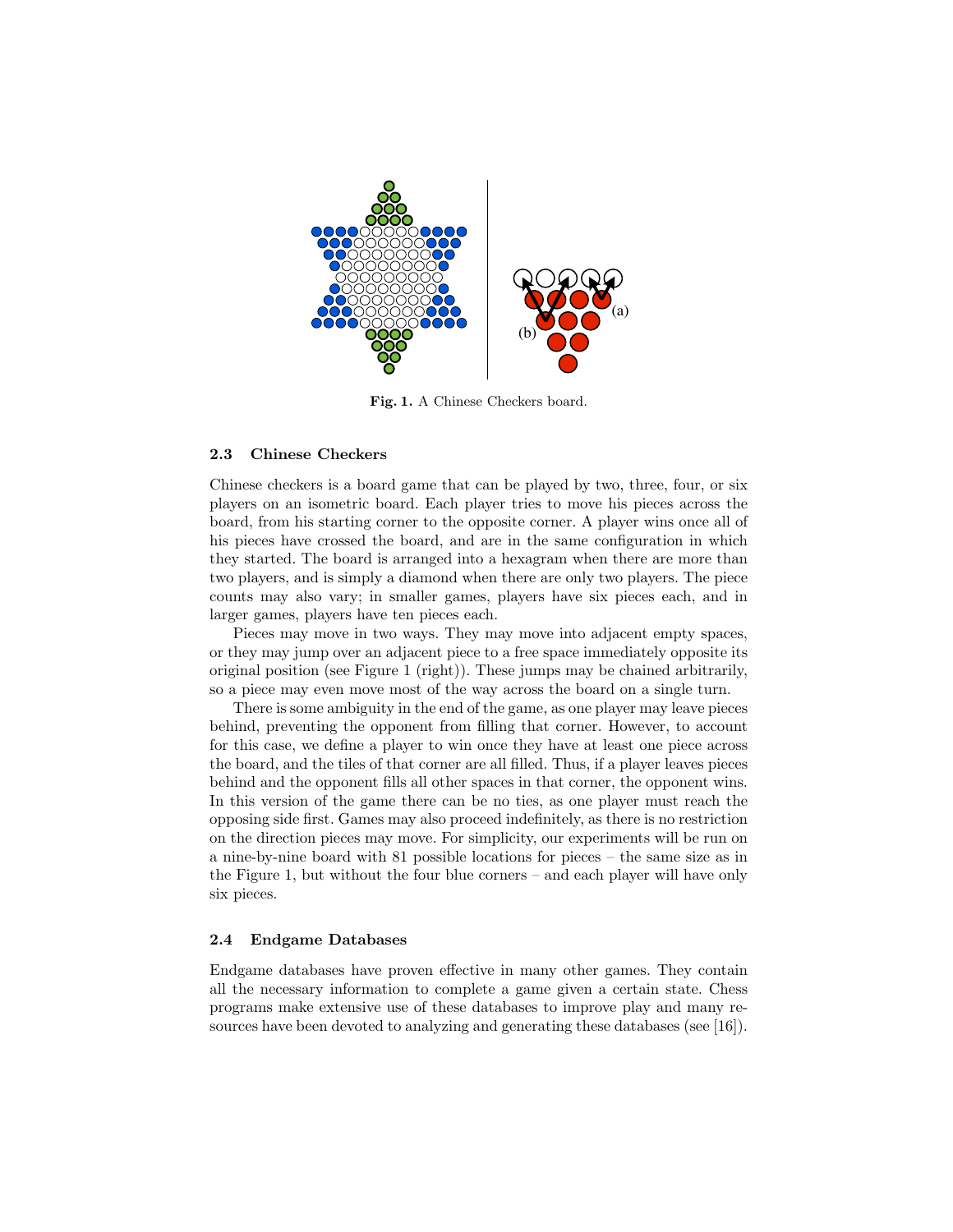**Fig. 1.** A Chinese Checkers board.

### 2.3 Chinese Checkers

Chinese checkers is a board game that can be played by two, three, four, or six players on an isometric board. Each player tries to move his pieces across the board, from his starting corner to the opposite corner. A player wins once all of his pieces have crossed the board, and are in the same configuration in which they started. The board is arranged into a hexagram when there are more than two players, and is simply a diamond when there are only two players. The piece counts may also vary; in smaller games, players have six pieces each, and in larger games, players have ten pieces each.

Pieces may move in two ways. They may move into adjacent empty spaces, or they may jump over an adjacent piece to a free space immediately opposite its original position (see Figure 1 (right)). These jumps may be chained arbitrarily, so a piece may even move most of the way across the board on a single turn.

There is some ambiguity in the end of the game, as one player may leave pieces behind, preventing the opponent from filling that corner. However, to account for this case, we define a player to win once they have at least one piece across the board, and the tiles of that corner are all filled. Thus, if a player leaves pieces behind and the opponent fills all other spaces in that corner, the opponent wins. In this version of the game there can be no ties, as one player must reach the opposing side first. Games may also proceed indefinitely, as there is no restriction on the direction pieces may move. For simplicity, our experiments will be run on a nine-by-nine board with 81 possible locations for pieces – the same size as in the Figure 1, but without the four blue corners – and each player will have only six pieces.

### 2.4 Endgame Databases

Endgame databases have proven effective in many other games. They contain all the necessary information to complete a game given a certain state. Chess programs make extensive use of these databases to improve play and many resources have been devoted to analyzing and generating these databases (see [16]).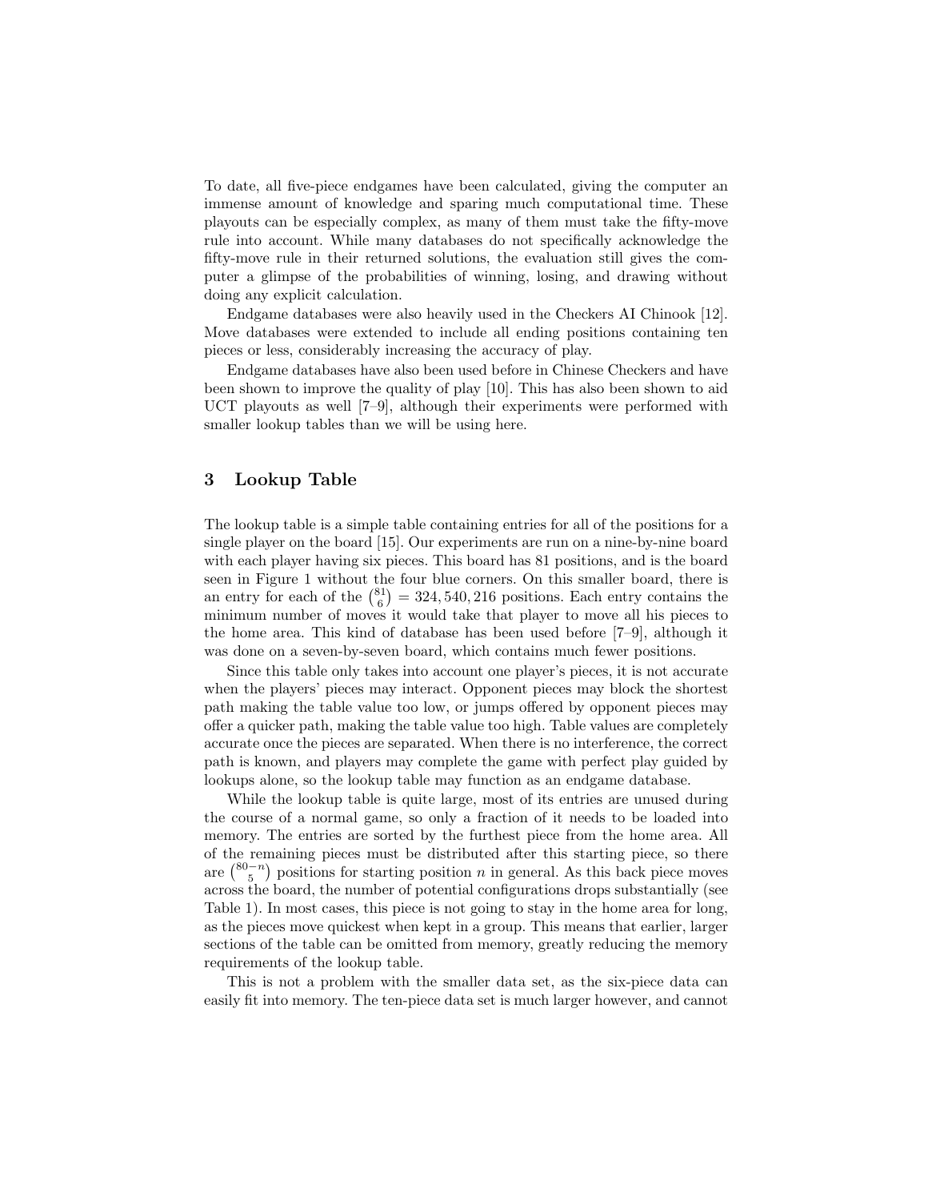To date, all five-piece endgames have been calculated, giving the computer an immense amount of knowledge and sparing much computational time. These playouts can be especially complex, as many of them must take the fifty-move rule into account. While many databases do not specifically acknowledge the fifty-move rule in their returned solutions, the evaluation still gives the computer a glimpse of the probabilities of winning, losing, and drawing without doing any explicit calculation.

Endgame databases were also heavily used in the Checkers AI Chinook [12]. Move databases were extended to include all ending positions containing ten pieces or less, considerably increasing the accuracy of play.

Endgame databases have also been used before in Chinese Checkers and have been shown to improve the quality of play [10]. This has also been shown to aid UCT playouts as well [7–9], although their experiments were performed with smaller lookup tables than we will be using here.

## 3 Lookup Table

The lookup table is a simple table containing entries for all of the positions for a single player on the board [15]. Our experiments are run on a nine-by-nine board with each player having six pieces. This board has 81 positions, and is the board seen in Figure 1 without the four blue corners. On this smaller board, there is an entry for each of the $\binom{81}{6} = 324,540,216$ positions. Each entry contains the minimum number of moves it would take that player to move all his pieces to the home area. This kind of database has been used before [7–9], although it was done on a seven-by-seven board, which contains much fewer positions.

Since this table only takes into account one player's pieces, it is not accurate when the players' pieces may interact. Opponent pieces may block the shortest path making the table value too low, or jumps offered by opponent pieces may offer a quicker path, making the table value too high. Table values are completely accurate once the pieces are separated. When there is no interference, the correct path is known, and players may complete the game with perfect play guided by lookups alone, so the lookup table may function as an endgame database.

While the lookup table is quite large, most of its entries are unused during the course of a normal game, so only a fraction of it needs to be loaded into memory. The entries are sorted by the furthest piece from the home area. All of the remaining pieces must be distributed after this starting piece, so there are $\binom{80-n}{5}$ positions for starting position $n$ in general. As this back piece moves across the board, the number of potential configurations drops substantially (see Table 1). In most cases, this piece is not going to stay in the home area for long, as the pieces move quickest when kept in a group. This means that earlier, larger sections of the table can be omitted from memory, greatly reducing the memory requirements of the lookup table.

This is not a problem with the smaller data set, as the six-piece data can easily fit into memory. The ten-piece data set is much larger however, and cannot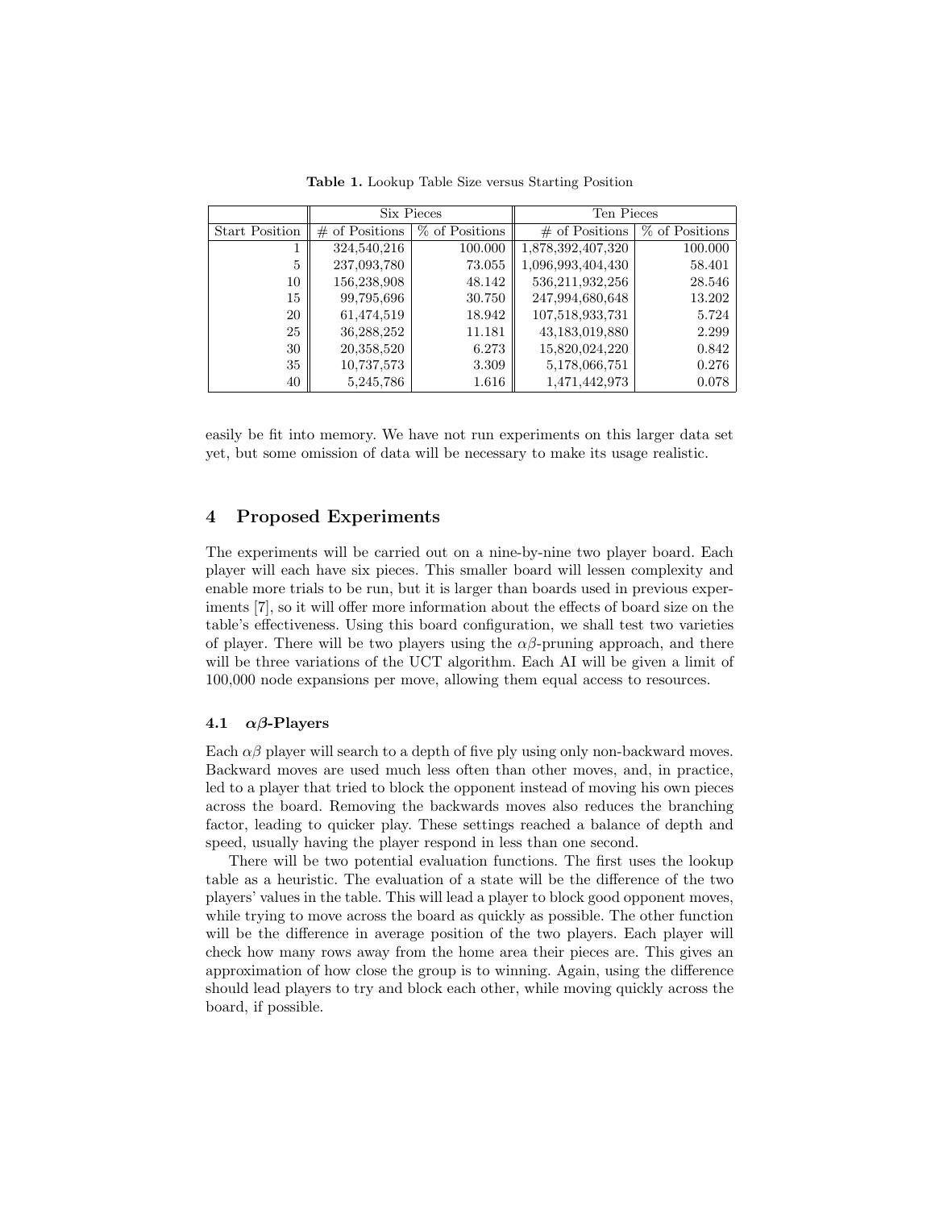**Table 1.** Lookup Table Size versus Starting Position

| | Six Pieces | | Ten Pieces | |
|---|---|---|---|---|
| Start Position | # of Positions | % of Positions | # of Positions | % of Positions |
| 1 | 324,540,216 | 100.000 | 1,878,392,407,320 | 100.000 |
| 5 | 237,093,780 | 73.055 | 1,096,993,404,430 | 58.401 |
| 10 | 156,238,908 | 48.142 | 536,211,932,256 | 28.546 |
| 15 | 99,795,696 | 30.750 | 247,994,680,648 | 13.202 |
| 20 | 61,474,519 | 18.942 | 107,518,933,731 | 5.724 |
| 25 | 36,288,252 | 11.181 | 43,183,019,880 | 2.299 |
| 30 | 20,358,520 | 6.273 | 15,820,024,220 | 0.842 |
| 35 | 10,737,573 | 3.309 | 5,178,066,751 | 0.276 |
| 40 | 5,245,786 | 1.616 | 1,471,442,973 | 0.078 |

easily be fit into memory. We have not run experiments on this larger data set yet, but some omission of data will be necessary to make its usage realistic.

## 4 Proposed Experiments

The experiments will be carried out on a nine-by-nine two player board. Each player will each have six pieces. This smaller board will lessen complexity and enable more trials to be run, but it is larger than boards used in previous experiments [7], so it will offer more information about the effects of board size on the table's effectiveness. Using this board configuration, we shall test two varieties of player. There will be two players using the $\alpha\beta$-pruning approach, and there will be three variations of the UCT algorithm. Each AI will be given a limit of 100,000 node expansions per move, allowing them equal access to resources.

### 4.1 $\alpha\beta$-Players

Each $\alpha\beta$ player will search to a depth of five ply using only non-backward moves. Backward moves are used much less often than other moves, and, in practice, led to a player that tried to block the opponent instead of moving his own pieces across the board. Removing the backwards moves also reduces the branching factor, leading to quicker play. These settings reached a balance of depth and speed, usually having the player respond in less than one second.

There will be two potential evaluation functions. The first uses the lookup table as a heuristic. The evaluation of a state will be the difference of the two players' values in the table. This will lead a player to block good opponent moves, while trying to move across the board as quickly as possible. The other function will be the difference in average position of the two players. Each player will check how many rows away from the home area their pieces are. This gives an approximation of how close the group is to winning. Again, using the difference should lead players to try and block each other, while moving quickly across the board, if possible.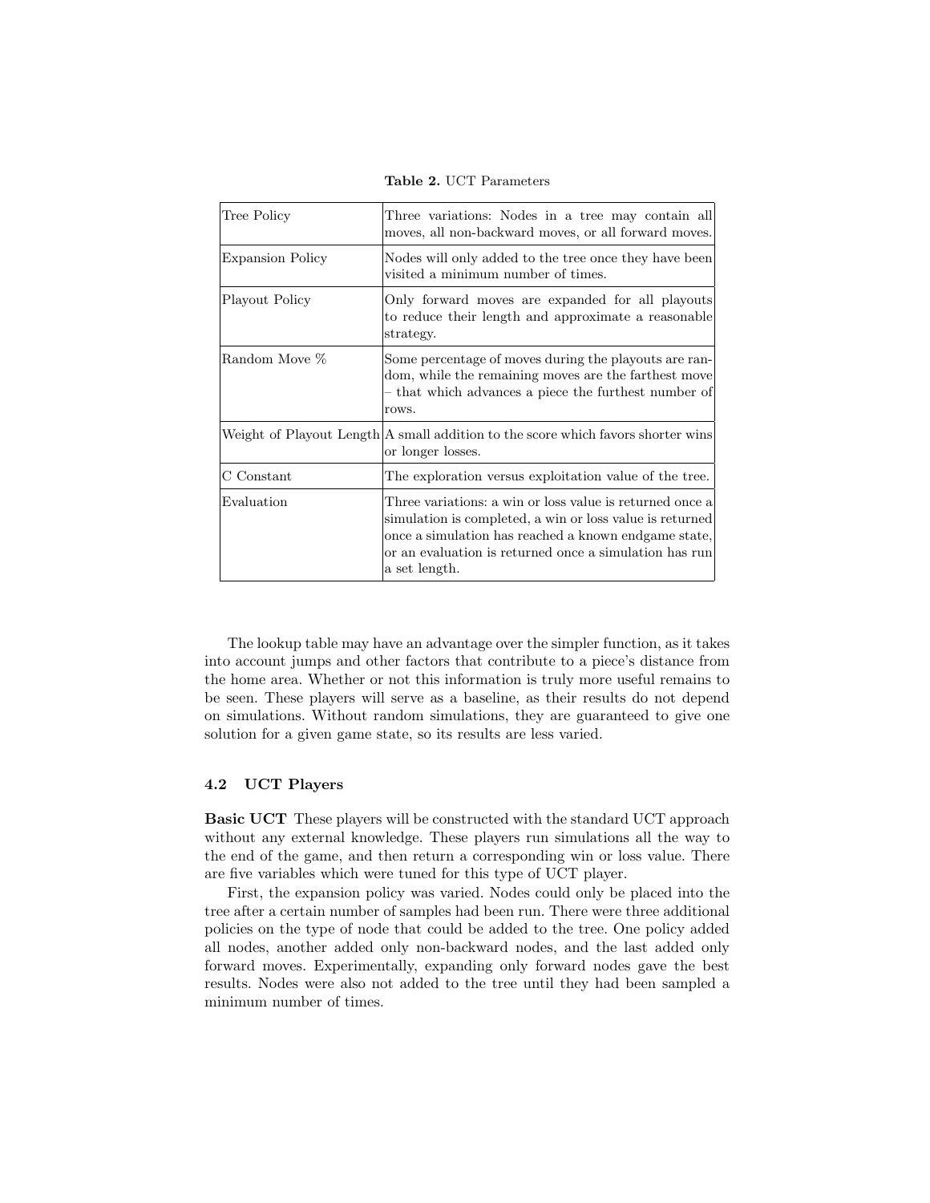**Table 2.** UCT Parameters

| | |
|---|---|
| Tree Policy | Three variations: Nodes in a tree may contain all moves, all non-backward moves, or all forward moves. |
| Expansion Policy | Nodes will only added to the tree once they have been visited a minimum number of times. |
| Playout Policy | Only forward moves are expanded for all playouts to reduce their length and approximate a reasonable strategy. |
| Random Move % | Some percentage of moves during the playouts are random, while the remaining moves are the farthest move – that which advances a piece the furthest number of rows. |
| Weight of Playout Length | A small addition to the score which favors shorter wins or longer losses. |
| C Constant | The exploration versus exploitation value of the tree. |
| Evaluation | Three variations: a win or loss value is returned once a simulation is completed, a win or loss value is returned once a simulation has reached a known endgame state, or an evaluation is returned once a simulation has run a set length. |

The lookup table may have an advantage over the simpler function, as it takes into account jumps and other factors that contribute to a piece's distance from the home area. Whether or not this information is truly more useful remains to be seen. These players will serve as a baseline, as their results do not depend on simulations. Without random simulations, they are guaranteed to give one solution for a given game state, so its results are less varied.

### 4.2 UCT Players

**Basic UCT** These players will be constructed with the standard UCT approach without any external knowledge. These players run simulations all the way to the end of the game, and then return a corresponding win or loss value. There are five variables which were tuned for this type of UCT player.

First, the expansion policy was varied. Nodes could only be placed into the tree after a certain number of samples had been run. There were three additional policies on the type of node that could be added to the tree. One policy added all nodes, another added only non-backward nodes, and the last added only forward moves. Experimentally, expanding only forward nodes gave the best results. Nodes were also not added to the tree until they had been sampled a minimum number of times.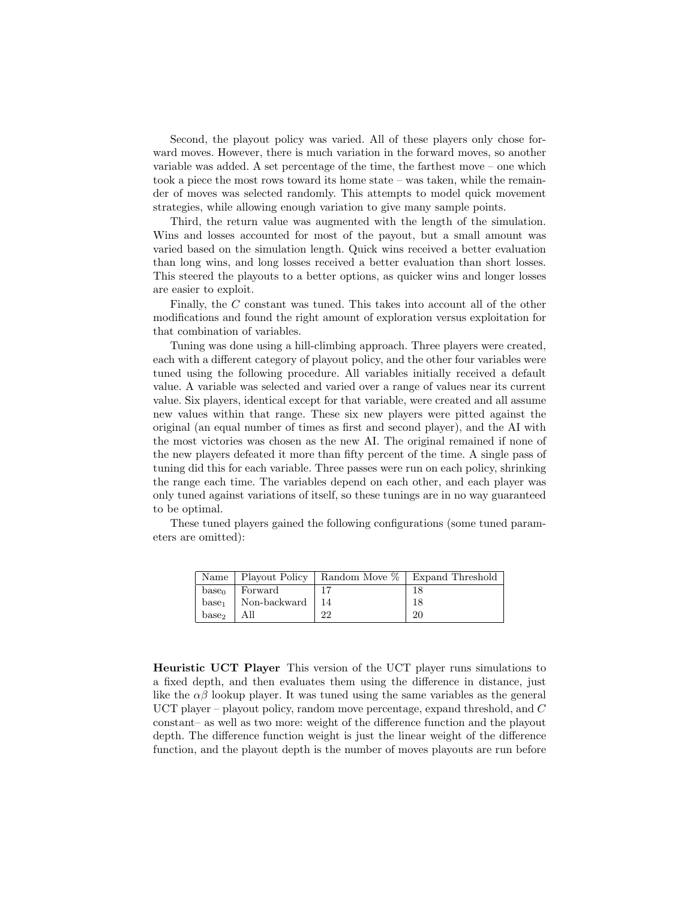Second, the playout policy was varied. All of these players only chose forward moves. However, there is much variation in the forward moves, so another variable was added. A set percentage of the time, the farthest move – one which took a piece the most rows toward its home state – was taken, while the remainder of moves was selected randomly. This attempts to model quick movement strategies, while allowing enough variation to give many sample points.

Third, the return value was augmented with the length of the simulation. Wins and losses accounted for most of the payout, but a small amount was varied based on the simulation length. Quick wins received a better evaluation than long wins, and long losses received a better evaluation than short losses. This steered the playouts to a better options, as quicker wins and longer losses are easier to exploit.

Finally, the $C$ constant was tuned. This takes into account all of the other modifications and found the right amount of exploration versus exploitation for that combination of variables.

Tuning was done using a hill-climbing approach. Three players were created, each with a different category of playout policy, and the other four variables were tuned using the following procedure. All variables initially received a default value. A variable was selected and varied over a range of values near its current value. Six players, identical except for that variable, were created and all assume new values within that range. These six new players were pitted against the original (an equal number of times as first and second player), and the AI with the most victories was chosen as the new AI. The original remained if none of the new players defeated it more than fifty percent of the time. A single pass of tuning did this for each variable. Three passes were run on each policy, shrinking the range each time. The variables depend on each other, and each player was only tuned against variations of itself, so these tunings are in no way guaranteed to be optimal.

These tuned players gained the following configurations (some tuned parameters are omitted):

| Name | Playout Policy | Random Move % | Expand Threshold |
|---|---|---|---|
| $\text{base}_0$ | Forward | 17 | 18 |
| $\text{base}_1$ | Non-backward | 14 | 18 |
| $\text{base}_2$ | All | 22 | 20 |

**Heuristic UCT Player** This version of the UCT player runs simulations to a fixed depth, and then evaluates them using the difference in distance, just like the $\alpha\beta$ lookup player. It was tuned using the same variables as the general UCT player – playout policy, random move percentage, expand threshold, and $C$ constant– as well as two more: weight of the difference function and the playout depth. The difference function weight is just the linear weight of the difference function, and the playout depth is the number of moves playouts are run before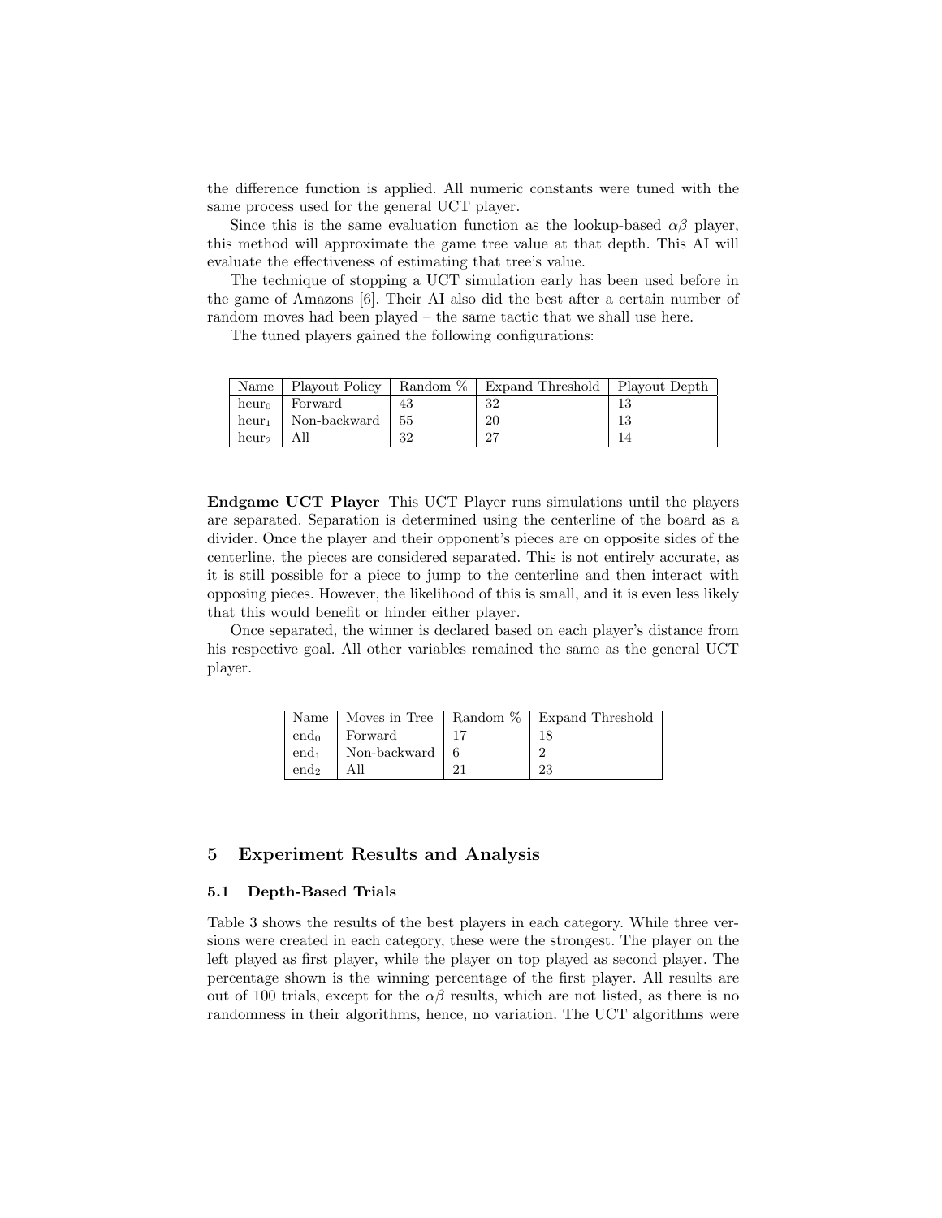the difference function is applied. All numeric constants were tuned with the same process used for the general UCT player.

Since this is the same evaluation function as the lookup-based $\alpha\beta$ player, this method will approximate the game tree value at that depth. This AI will evaluate the effectiveness of estimating that tree's value.

The technique of stopping a UCT simulation early has been used before in the game of Amazons [6]. Their AI also did the best after a certain number of random moves had been played – the same tactic that we shall use here.

The tuned players gained the following configurations:

| Name | Playout Policy | Random % | Expand Threshold | Playout Depth |
|---|---|---|---|---|
| $\text{heur}_0$ | Forward | 43 | 32 | 13 |
| $\text{heur}_1$ | Non-backward | 55 | 20 | 13 |
| $\text{heur}_2$ | All | 32 | 27 | 14 |

**Endgame UCT Player** This UCT Player runs simulations until the players are separated. Separation is determined using the centerline of the board as a divider. Once the player and their opponent's pieces are on opposite sides of the centerline, the pieces are considered separated. This is not entirely accurate, as it is still possible for a piece to jump to the centerline and then interact with opposing pieces. However, the likelihood of this is small, and it is even less likely that this would benefit or hinder either player.

Once separated, the winner is declared based on each player's distance from his respective goal. All other variables remained the same as the general UCT player.

| Name | Moves in Tree | Random % | Expand Threshold |
|---|---|---|---|
| $\text{end}_0$ | Forward | 17 | 18 |
| $\text{end}_1$ | Non-backward | 6 | 2 |
| $\text{end}_2$ | All | 21 | 23 |

## 5 Experiment Results and Analysis

### 5.1 Depth-Based Trials

Table 3 shows the results of the best players in each category. While three versions were created in each category, these were the strongest. The player on the left played as first player, while the player on top played as second player. The percentage shown is the winning percentage of the first player. All results are out of 100 trials, except for the $\alpha\beta$ results, which are not listed, as there is no randomness in their algorithms, hence, no variation. The UCT algorithms were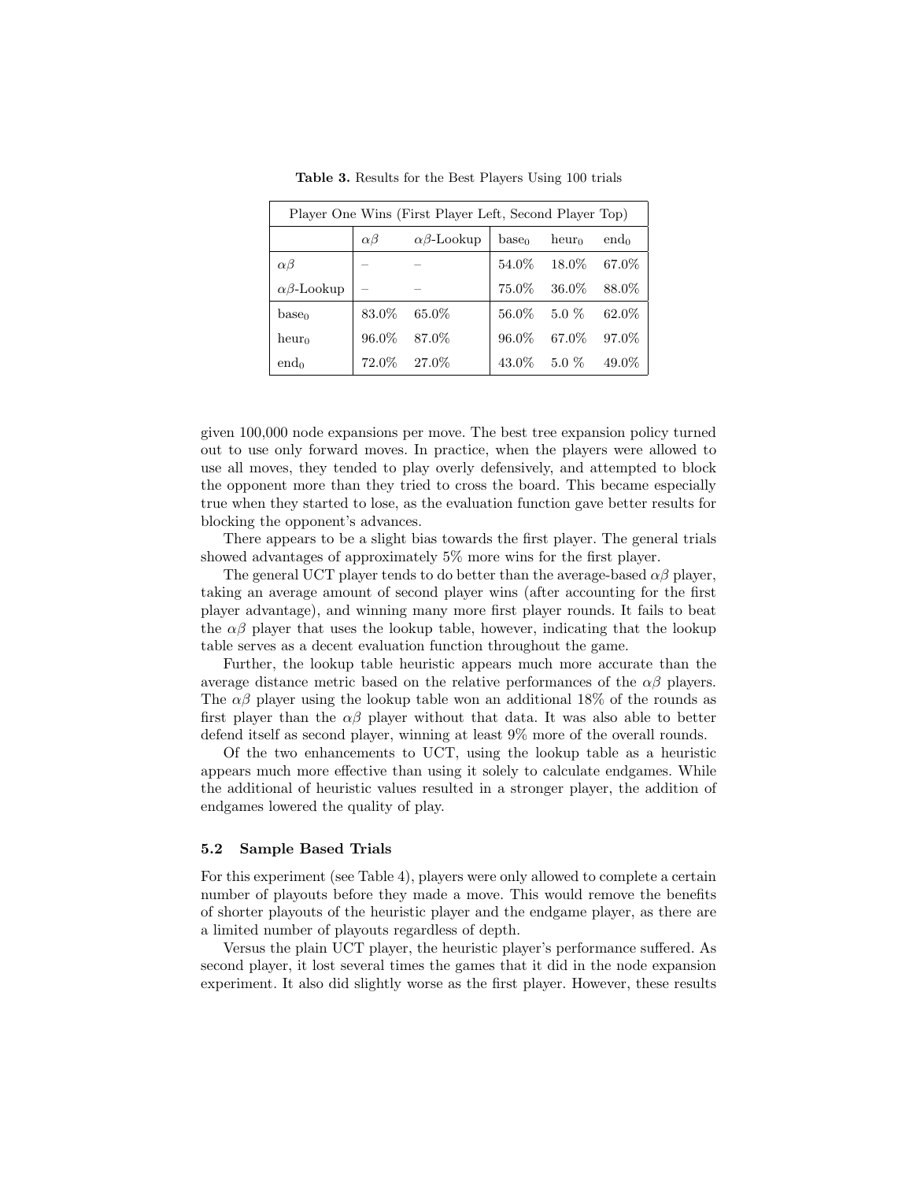**Table 3.** Results for the Best Players Using 100 trials

| Player One Wins (First Player Left, Second Player Top) | | | | | |
|---|---|---|---|---|---|
| | $\alpha\beta$ | $\alpha\beta$-Lookup | $\text{base}_0$ | $\text{heur}_0$ | $\text{end}_0$ |
| $\alpha\beta$ | – | – | 54.0% | 18.0% | 67.0% |
| $\alpha\beta$-Lookup | – | – | 75.0% | 36.0% | 88.0% |
| $\text{base}_0$ | 83.0% | 65.0% | 56.0% | 5.0 % | 62.0% |
| $\text{heur}_0$ | 96.0% | 87.0% | 96.0% | 67.0% | 97.0% |
| $\text{end}_0$ | 72.0% | 27.0% | 43.0% | 5.0 % | 49.0% |

given 100,000 node expansions per move. The best tree expansion policy turned out to use only forward moves. In practice, when the players were allowed to use all moves, they tended to play overly defensively, and attempted to block the opponent more than they tried to cross the board. This became especially true when they started to lose, as the evaluation function gave better results for blocking the opponent's advances.

There appears to be a slight bias towards the first player. The general trials showed advantages of approximately 5% more wins for the first player.

The general UCT player tends to do better than the average-based $\alpha\beta$ player, taking an average amount of second player wins (after accounting for the first player advantage), and winning many more first player rounds. It fails to beat the $\alpha\beta$ player that uses the lookup table, however, indicating that the lookup table serves as a decent evaluation function throughout the game.

Further, the lookup table heuristic appears much more accurate than the average distance metric based on the relative performances of the $\alpha\beta$ players. The $\alpha\beta$ player using the lookup table won an additional 18% of the rounds as first player than the $\alpha\beta$ player without that data. It was also able to better defend itself as second player, winning at least 9% more of the overall rounds.

Of the two enhancements to UCT, using the lookup table as a heuristic appears much more effective than using it solely to calculate endgames. While the additional of heuristic values resulted in a stronger player, the addition of endgames lowered the quality of play.

### 5.2 Sample Based Trials

For this experiment (see Table 4), players were only allowed to complete a certain number of playouts before they made a move. This would remove the benefits of shorter playouts of the heuristic player and the endgame player, as there are a limited number of playouts regardless of depth.

Versus the plain UCT player, the heuristic player's performance suffered. As second player, it lost several times the games that it did in the node expansion experiment. It also did slightly worse as the first player. However, these results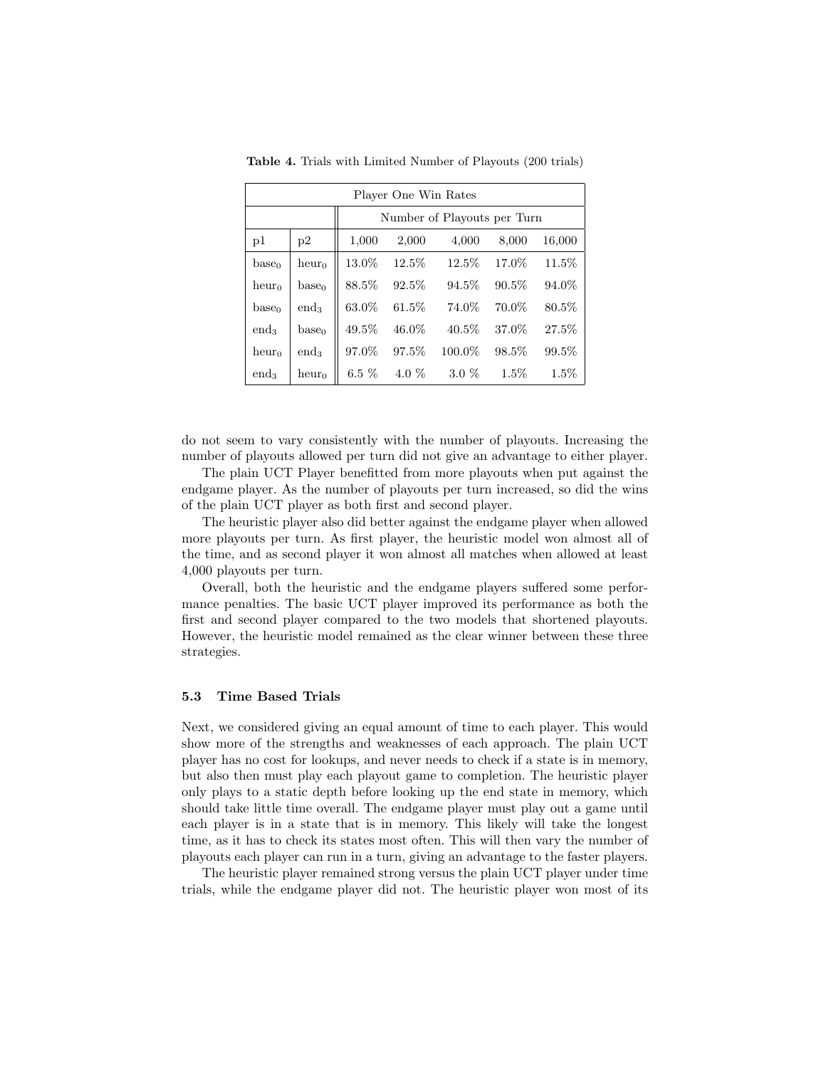**Table 4.** Trials with Limited Number of Playouts (200 trials)

| Player One Win Rates | | | | | | |
|---|---|---|---|---|---|---|
| | | Number of Playouts per Turn | | | | |
| p1 | p2 | 1,000 | 2,000 | 4,000 | 8,000 | 16,000 |
| $base_0$ | $heur_0$ | 13.0% | 12.5% | 12.5% | 17.0% | 11.5% |
| $heur_0$ | $base_0$ | 88.5% | 92.5% | 94.5% | 90.5% | 94.0% |
| $base_0$ | $end_3$ | 63.0% | 61.5% | 74.0% | 70.0% | 80.5% |
| $end_3$ | $base_0$ | 49.5% | 46.0% | 40.5% | 37.0% | 27.5% |
| $heur_0$ | $end_3$ | 97.0% | 97.5% | 100.0% | 98.5% | 99.5% |
| $end_3$ | $heur_0$ | 6.5 % | 4.0 % | 3.0 % | 1.5% | 1.5% |

do not seem to vary consistently with the number of playouts. Increasing the number of playouts allowed per turn did not give an advantage to either player.

The plain UCT Player benefitted from more playouts when put against the endgame player. As the number of playouts per turn increased, so did the wins of the plain UCT player as both first and second player.

The heuristic player also did better against the endgame player when allowed more playouts per turn. As first player, the heuristic model won almost all of the time, and as second player it won almost all matches when allowed at least 4,000 playouts per turn.

Overall, both the heuristic and the endgame players suffered some performance penalties. The basic UCT player improved its performance as both the first and second player compared to the two models that shortened playouts. However, the heuristic model remained as the clear winner between these three strategies.

### 5.3 Time Based Trials

Next, we considered giving an equal amount of time to each player. This would show more of the strengths and weaknesses of each approach. The plain UCT player has no cost for lookups, and never needs to check if a state is in memory, but also then must play each playout game to completion. The heuristic player only plays to a static depth before looking up the end state in memory, which should take little time overall. The endgame player must play out a game until each player is in a state that is in memory. This likely will take the longest time, as it has to check its states most often. This will then vary the number of playouts each player can run in a turn, giving an advantage to the faster players.

The heuristic player remained strong versus the plain UCT player under time trials, while the endgame player did not. The heuristic player won most of its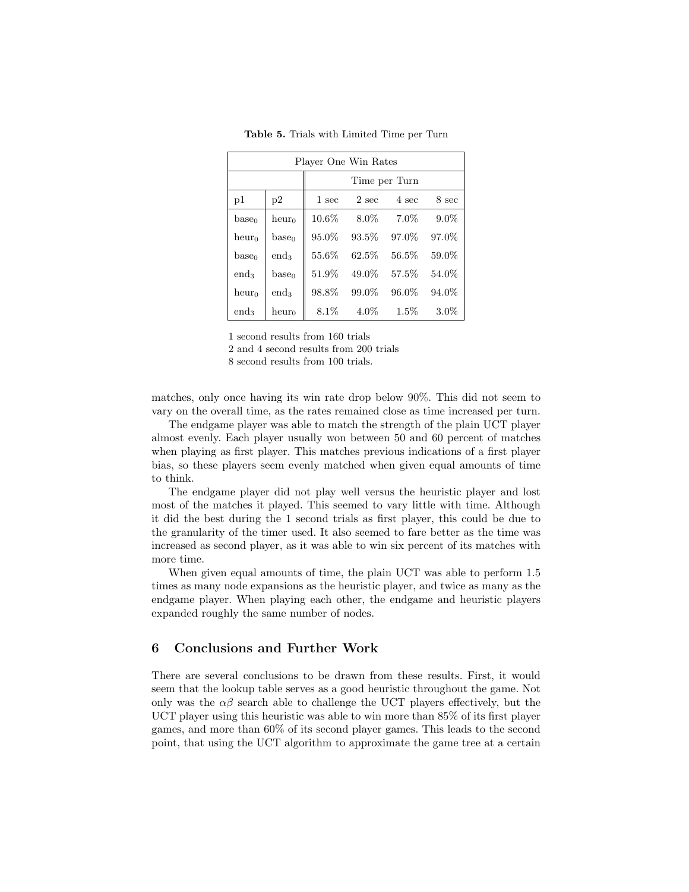**Table 5.** Trials with Limited Time per Turn

| Player One Win Rates | | | | | |
|---|---|---|---|---|---|
| | | Time per Turn | | | |
| p1 | p2 | 1 sec | 2 sec | 4 sec | 8 sec |
| $base_0$ | $heur_0$ | 10.6% | 8.0% | 7.0% | 9.0% |
| $heur_0$ | $base_0$ | 95.0% | 93.5% | 97.0% | 97.0% |
| $base_0$ | $end_3$ | 55.6% | 62.5% | 56.5% | 59.0% |
| $end_3$ | $base_0$ | 51.9% | 49.0% | 57.5% | 54.0% |
| $heur_0$ | $end_3$ | 98.8% | 99.0% | 96.0% | 94.0% |
| $end_3$ | $heur_0$ | 8.1% | 4.0% | 1.5% | 3.0% |

1 second results from 160 trials
2 and 4 second results from 200 trials
8 second results from 100 trials.

matches, only once having its win rate drop below 90%. This did not seem to vary on the overall time, as the rates remained close as time increased per turn.

The endgame player was able to match the strength of the plain UCT player almost evenly. Each player usually won between 50 and 60 percent of matches when playing as first player. This matches previous indications of a first player bias, so these players seem evenly matched when given equal amounts of time to think.

The endgame player did not play well versus the heuristic player and lost most of the matches it played. This seemed to vary little with time. Although it did the best during the 1 second trials as first player, this could be due to the granularity of the timer used. It also seemed to fare better as the time was increased as second player, as it was able to win six percent of its matches with more time.

When given equal amounts of time, the plain UCT was able to perform 1.5 times as many node expansions as the heuristic player, and twice as many as the endgame player. When playing each other, the endgame and heuristic players expanded roughly the same number of nodes.

## 6 Conclusions and Further Work

There are several conclusions to be drawn from these results. First, it would seem that the lookup table serves as a good heuristic throughout the game. Not only was the $\alpha\beta$ search able to challenge the UCT players effectively, but the UCT player using this heuristic was able to win more than 85% of its first player games, and more than 60% of its second player games. This leads to the second point, that using the UCT algorithm to approximate the game tree at a certain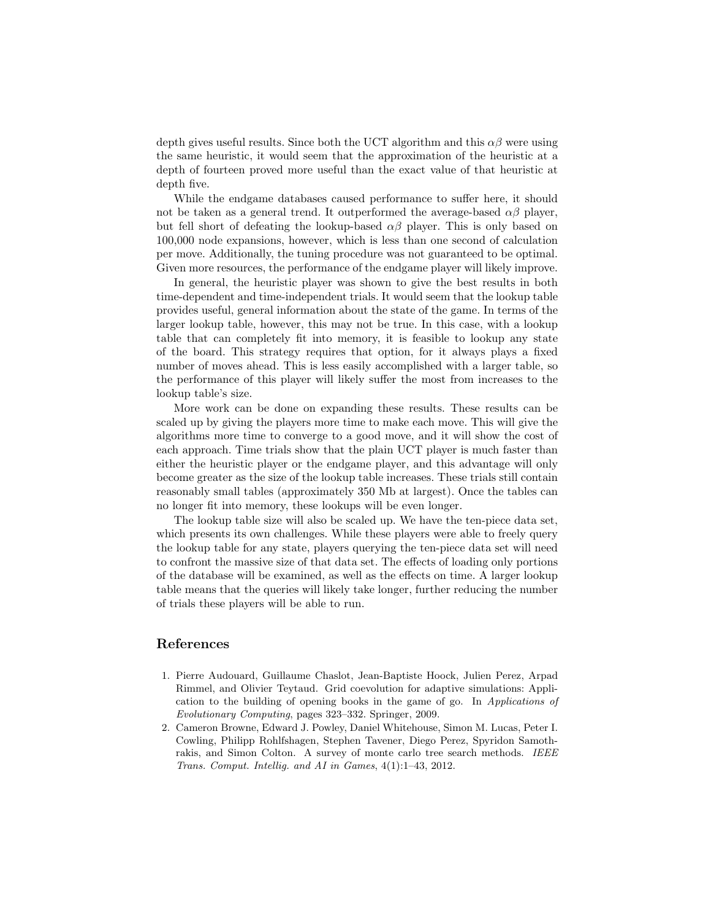depth gives useful results. Since both the UCT algorithm and this $\alpha\beta$ were using the same heuristic, it would seem that the approximation of the heuristic at a depth of fourteen proved more useful than the exact value of that heuristic at depth five.

While the endgame databases caused performance to suffer here, it should not be taken as a general trend. It outperformed the average-based $\alpha\beta$ player, but fell short of defeating the lookup-based $\alpha\beta$ player. This is only based on 100,000 node expansions, however, which is less than one second of calculation per move. Additionally, the tuning procedure was not guaranteed to be optimal. Given more resources, the performance of the endgame player will likely improve.

In general, the heuristic player was shown to give the best results in both time-dependent and time-independent trials. It would seem that the lookup table provides useful, general information about the state of the game. In terms of the larger lookup table, however, this may not be true. In this case, with a lookup table that can completely fit into memory, it is feasible to lookup any state of the board. This strategy requires that option, for it always plays a fixed number of moves ahead. This is less easily accomplished with a larger table, so the performance of this player will likely suffer the most from increases to the lookup table's size.

More work can be done on expanding these results. These results can be scaled up by giving the players more time to make each move. This will give the algorithms more time to converge to a good move, and it will show the cost of each approach. Time trials show that the plain UCT player is much faster than either the heuristic player or the endgame player, and this advantage will only become greater as the size of the lookup table increases. These trials still contain reasonably small tables (approximately 350 Mb at largest). Once the tables can no longer fit into memory, these lookups will be even longer.

The lookup table size will also be scaled up. We have the ten-piece data set, which presents its own challenges. While these players were able to freely query the lookup table for any state, players querying the ten-piece data set will need to confront the massive size of that data set. The effects of loading only portions of the database will be examined, as well as the effects on time. A larger lookup table means that the queries will likely take longer, further reducing the number of trials these players will be able to run.

## References

1. Pierre Audouard, Guillaume Chaslot, Jean-Baptiste Hoock, Julien Perez, Arpad Rimmel, and Olivier Teytaud. Grid coevolution for adaptive simulations: Application to the building of opening books in the game of go. In *Applications of Evolutionary Computing*, pages 323–332. Springer, 2009.
2. Cameron Browne, Edward J. Powley, Daniel Whitehouse, Simon M. Lucas, Peter I. Cowling, Philipp Rohlfshagen, Stephen Tavener, Diego Perez, Spyridon Samothrakis, and Simon Colton. A survey of monte carlo tree search methods. *IEEE Trans. Comput. Intellig. and AI in Games*, 4(1):1–43, 2012.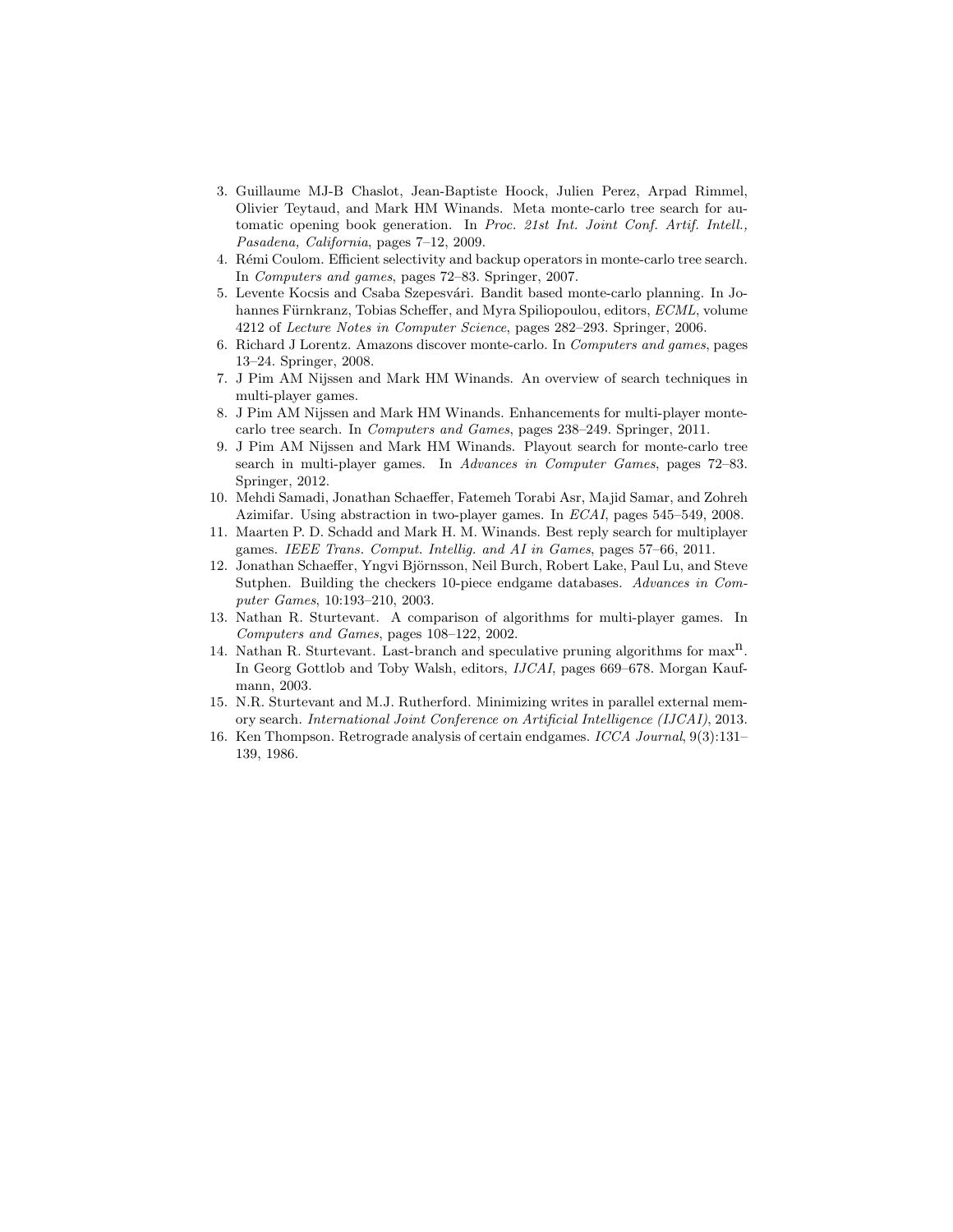3. Guillaume MJ-B Chaslot, Jean-Baptiste Hoock, Julien Perez, Arpad Rimmel, Olivier Teytaud, and Mark HM Winands. Meta monte-carlo tree search for automatic opening book generation. In *Proc. 21st Int. Joint Conf. Artif. Intell., Pasadena, California*, pages 7–12, 2009.
4. Rémi Coulom. Efficient selectivity and backup operators in monte-carlo tree search. In *Computers and games*, pages 72–83. Springer, 2007.
5. Levente Kocsis and Csaba Szepesvári. Bandit based monte-carlo planning. In Johannes Fürnkranz, Tobias Scheffer, and Myra Spiliopoulou, editors, *ECML*, volume 4212 of *Lecture Notes in Computer Science*, pages 282–293. Springer, 2006.
6. Richard J Lorentz. Amazons discover monte-carlo. In *Computers and games*, pages 13–24. Springer, 2008.
7. J Pim AM Nijssen and Mark HM Winands. An overview of search techniques in multi-player games.
8. J Pim AM Nijssen and Mark HM Winands. Enhancements for multi-player monte-carlo tree search. In *Computers and Games*, pages 238–249. Springer, 2011.
9. J Pim AM Nijssen and Mark HM Winands. Playout search for monte-carlo tree search in multi-player games. In *Advances in Computer Games*, pages 72–83. Springer, 2012.
10. Mehdi Samadi, Jonathan Schaeffer, Fatemeh Torabi Asr, Majid Samar, and Zohreh Azimifar. Using abstraction in two-player games. In *ECAI*, pages 545–549, 2008.
11. Maarten P. D. Schadd and Mark H. M. Winands. Best reply search for multiplayer games. *IEEE Trans. Comput. Intellig. and AI in Games*, pages 57–66, 2011.
12. Jonathan Schaeffer, Yngvi Björnsson, Neil Burch, Robert Lake, Paul Lu, and Steve Sutphen. Building the checkers 10-piece endgame databases. *Advances in Computer Games*, 10:193–210, 2003.
13. Nathan R. Sturtevant. A comparison of algorithms for multi-player games. In *Computers and Games*, pages 108–122, 2002.
14. Nathan R. Sturtevant. Last-branch and speculative pruning algorithms for $\max^{\mathrm{n}}$. In Georg Gottlob and Toby Walsh, editors, *IJCAI*, pages 669–678. Morgan Kaufmann, 2003.
15. N.R. Sturtevant and M.J. Rutherford. Minimizing writes in parallel external memory search. *International Joint Conference on Artificial Intelligence (IJCAI)*, 2013.
16. Ken Thompson. Retrograde analysis of certain endgames. *ICCA Journal*, 9(3):131–139, 1986.